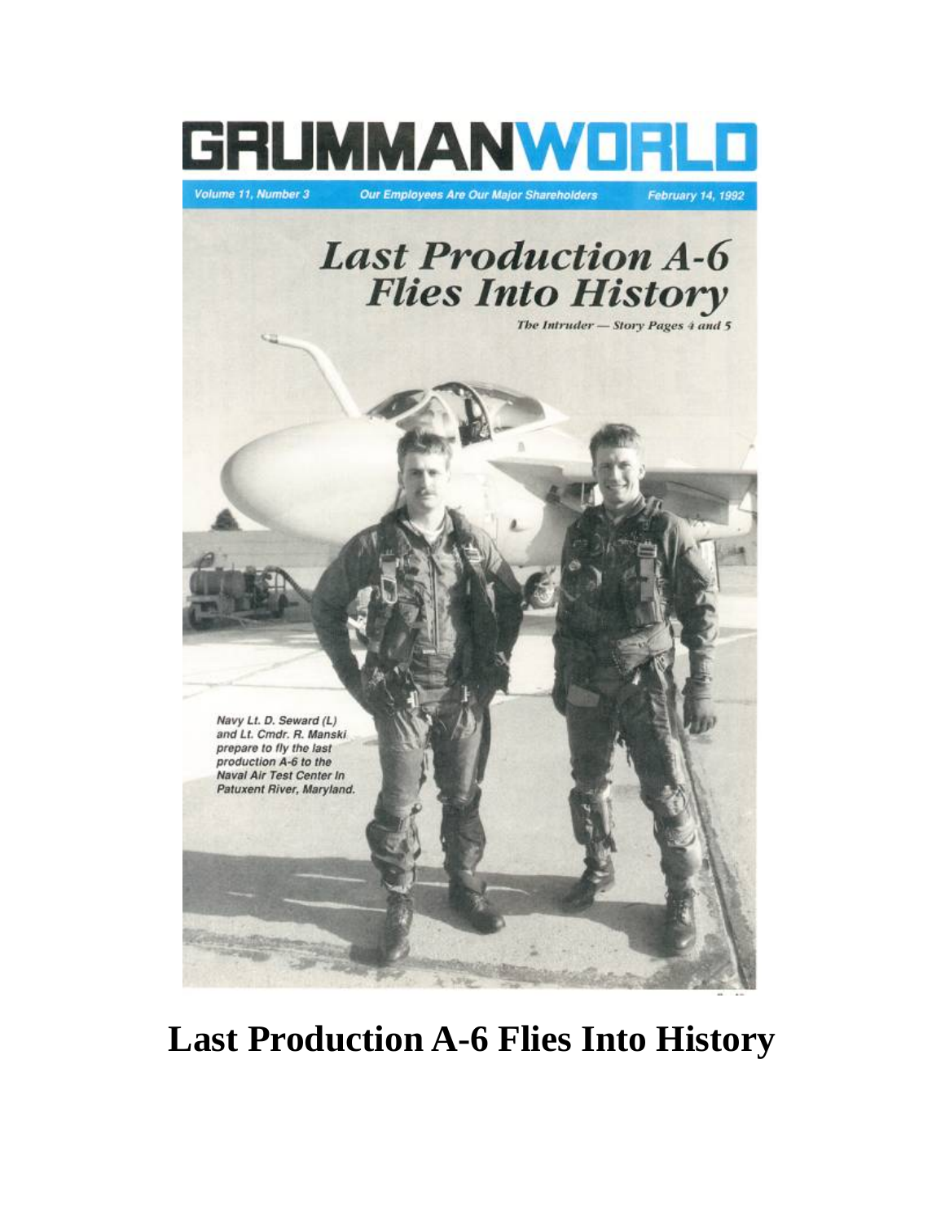# GRUMMANWORLD

*Volume 11, Number 3* | *Our Employees Are Our Major Shareholders* | *February 14, 1992*

## *Last Production A-6 Flies Into History*

*The Intruder — Story Pages 4 and 5*

*Navy Lt. D. Seward (L) and Lt. Cmdr. R. Manski prepare to fly the last production A-6 to the Naval Air Test Center In Patuxent River, Maryland.*

# Last Production A-6 Flies Into History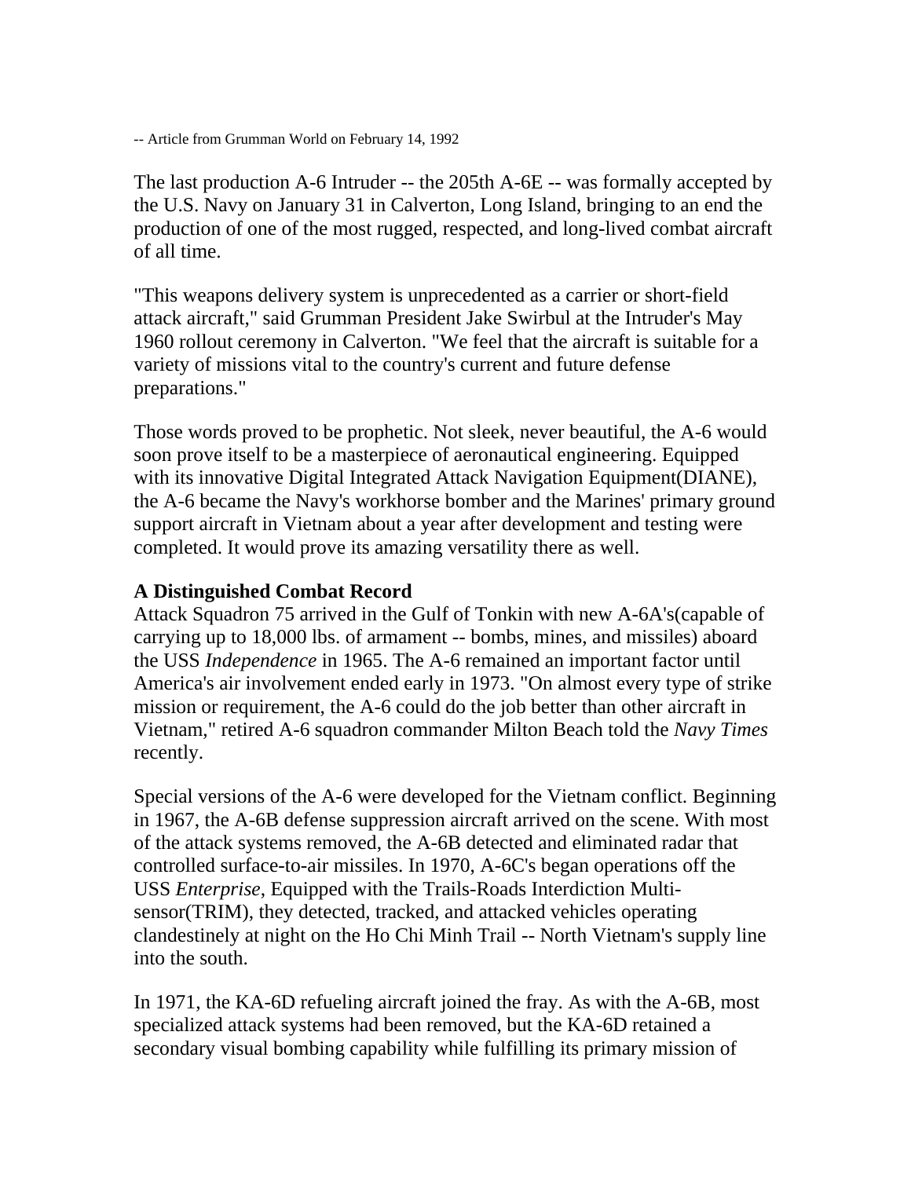-- Article from Grumman World on February 14, 1992

The last production A-6 Intruder -- the 205th A-6E -- was formally accepted by the U.S. Navy on January 31 in Calverton, Long Island, bringing to an end the production of one of the most rugged, respected, and long-lived combat aircraft of all time.

"This weapons delivery system is unprecedented as a carrier or short-field attack aircraft," said Grumman President Jake Swirbul at the Intruder's May 1960 rollout ceremony in Calverton. "We feel that the aircraft is suitable for a variety of missions vital to the country's current and future defense preparations."

Those words proved to be prophetic. Not sleek, never beautiful, the A-6 would soon prove itself to be a masterpiece of aeronautical engineering. Equipped with its innovative Digital Integrated Attack Navigation Equipment(DIANE), the A-6 became the Navy's workhorse bomber and the Marines' primary ground support aircraft in Vietnam about a year after development and testing were completed. It would prove its amazing versatility there as well.

**A Distinguished Combat Record**

Attack Squadron 75 arrived in the Gulf of Tonkin with new A-6A's(capable of carrying up to 18,000 lbs. of armament -- bombs, mines, and missiles) aboard the USS *Independence* in 1965. The A-6 remained an important factor until America's air involvement ended early in 1973. "On almost every type of strike mission or requirement, the A-6 could do the job better than other aircraft in Vietnam," retired A-6 squadron commander Milton Beach told the *Navy Times* recently.

Special versions of the A-6 were developed for the Vietnam conflict. Beginning in 1967, the A-6B defense suppression aircraft arrived on the scene. With most of the attack systems removed, the A-6B detected and eliminated radar that controlled surface-to-air missiles. In 1970, A-6C's began operations off the USS *Enterprise*, Equipped with the Trails-Roads Interdiction Multi-sensor(TRIM), they detected, tracked, and attacked vehicles operating clandestinely at night on the Ho Chi Minh Trail -- North Vietnam's supply line into the south.

In 1971, the KA-6D refueling aircraft joined the fray. As with the A-6B, most specialized attack systems had been removed, but the KA-6D retained a secondary visual bombing capability while fulfilling its primary mission of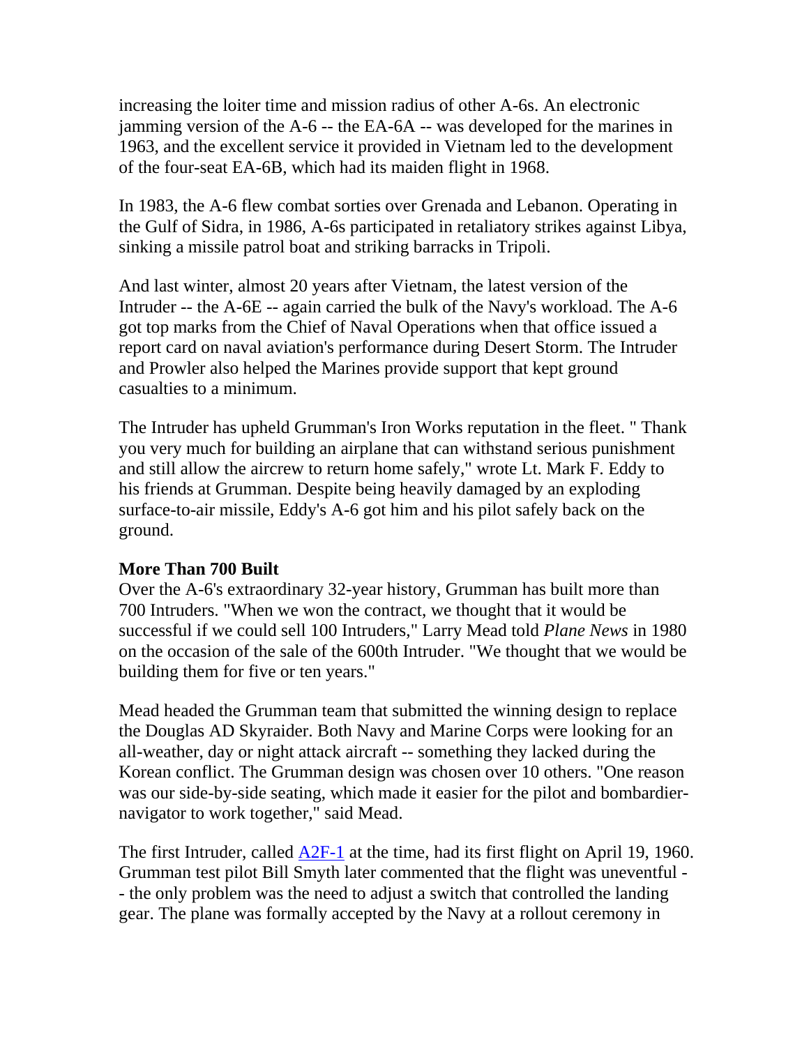increasing the loiter time and mission radius of other A-6s. An electronic jamming version of the A-6 -- the EA-6A -- was developed for the marines in 1963, and the excellent service it provided in Vietnam led to the development of the four-seat EA-6B, which had its maiden flight in 1968.

In 1983, the A-6 flew combat sorties over Grenada and Lebanon. Operating in the Gulf of Sidra, in 1986, A-6s participated in retaliatory strikes against Libya, sinking a missile patrol boat and striking barracks in Tripoli.

And last winter, almost 20 years after Vietnam, the latest version of the Intruder -- the A-6E -- again carried the bulk of the Navy's workload. The A-6 got top marks from the Chief of Naval Operations when that office issued a report card on naval aviation's performance during Desert Storm. The Intruder and Prowler also helped the Marines provide support that kept ground casualties to a minimum.

The Intruder has upheld Grumman's Iron Works reputation in the fleet. " Thank you very much for building an airplane that can withstand serious punishment and still allow the aircrew to return home safely," wrote Lt. Mark F. Eddy to his friends at Grumman. Despite being heavily damaged by an exploding surface-to-air missile, Eddy's A-6 got him and his pilot safely back on the ground.

**More Than 700 Built**

Over the A-6's extraordinary 32-year history, Grumman has built more than 700 Intruders. "When we won the contract, we thought that it would be successful if we could sell 100 Intruders," Larry Mead told *Plane News* in 1980 on the occasion of the sale of the 600th Intruder. "We thought that we would be building them for five or ten years."

Mead headed the Grumman team that submitted the winning design to replace the Douglas AD Skyraider. Both Navy and Marine Corps were looking for an all-weather, day or night attack aircraft -- something they lacked during the Korean conflict. The Grumman design was chosen over 10 others. "One reason was our side-by-side seating, which made it easier for the pilot and bombardier-navigator to work together," said Mead.

The first Intruder, called A2F-1 at the time, had its first flight on April 19, 1960. Grumman test pilot Bill Smyth later commented that the flight was uneventful -- the only problem was the need to adjust a switch that controlled the landing gear. The plane was formally accepted by the Navy at a rollout ceremony in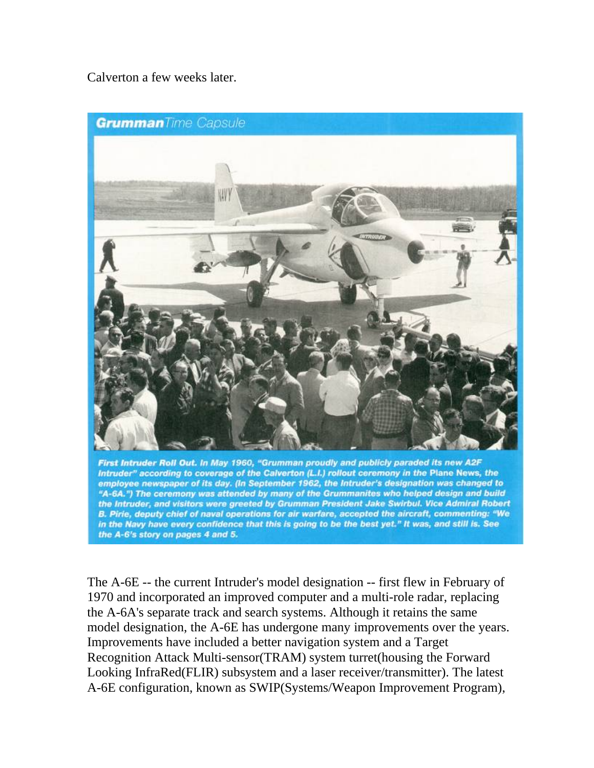Calverton a few weeks later.

**Grumman** *Time Capsule*

***First Intruder Roll Out.*** *In May 1960, "Grumman proudly and publicly paraded its new A2F Intruder" according to coverage of the Calverton (L.I.) rollout ceremony in the* **Plane News**, *the employee newspaper of its day. (In September 1962, the Intruder's designation was changed to "A-6A.") The ceremony was attended by many of the Grummanites who helped design and build the Intruder, and visitors were greeted by Grumman President Jake Swirbul. Vice Admiral Robert B. Pirie, deputy chief of naval operations for air warfare, accepted the aircraft, commenting: "We in the Navy have every confidence that this is going to be the best yet." It was, and still is. See the A-6's story on pages 4 and 5.*

The A-6E -- the current Intruder's model designation -- first flew in February of 1970 and incorporated an improved computer and a multi-role radar, replacing the A-6A's separate track and search systems. Although it retains the same model designation, the A-6E has undergone many improvements over the years. Improvements have included a better navigation system and a Target Recognition Attack Multi-sensor(TRAM) system turret(housing the Forward Looking InfraRed(FLIR) subsystem and a laser receiver/transmitter). The latest A-6E configuration, known as SWIP(Systems/Weapon Improvement Program),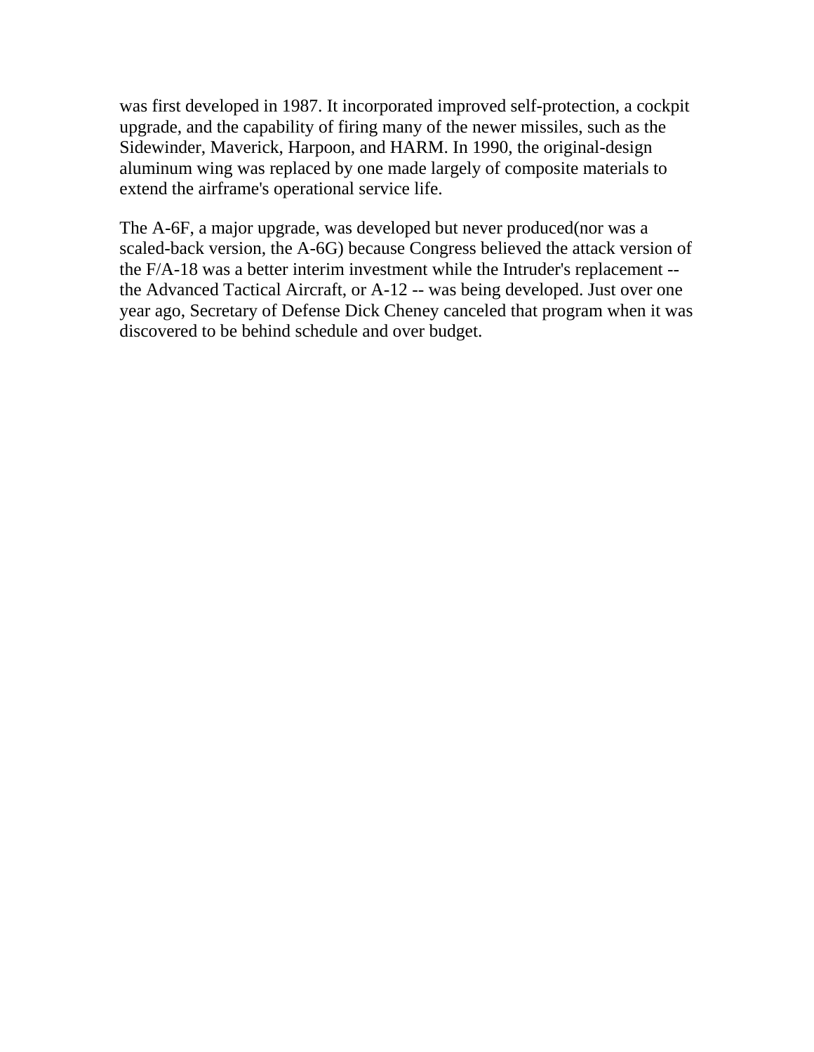was first developed in 1987. It incorporated improved self-protection, a cockpit upgrade, and the capability of firing many of the newer missiles, such as the Sidewinder, Maverick, Harpoon, and HARM. In 1990, the original-design aluminum wing was replaced by one made largely of composite materials to extend the airframe's operational service life.

The A-6F, a major upgrade, was developed but never produced(nor was a scaled-back version, the A-6G) because Congress believed the attack version of the F/A-18 was a better interim investment while the Intruder's replacement -- the Advanced Tactical Aircraft, or A-12 -- was being developed. Just over one year ago, Secretary of Defense Dick Cheney canceled that program when it was discovered to be behind schedule and over budget.